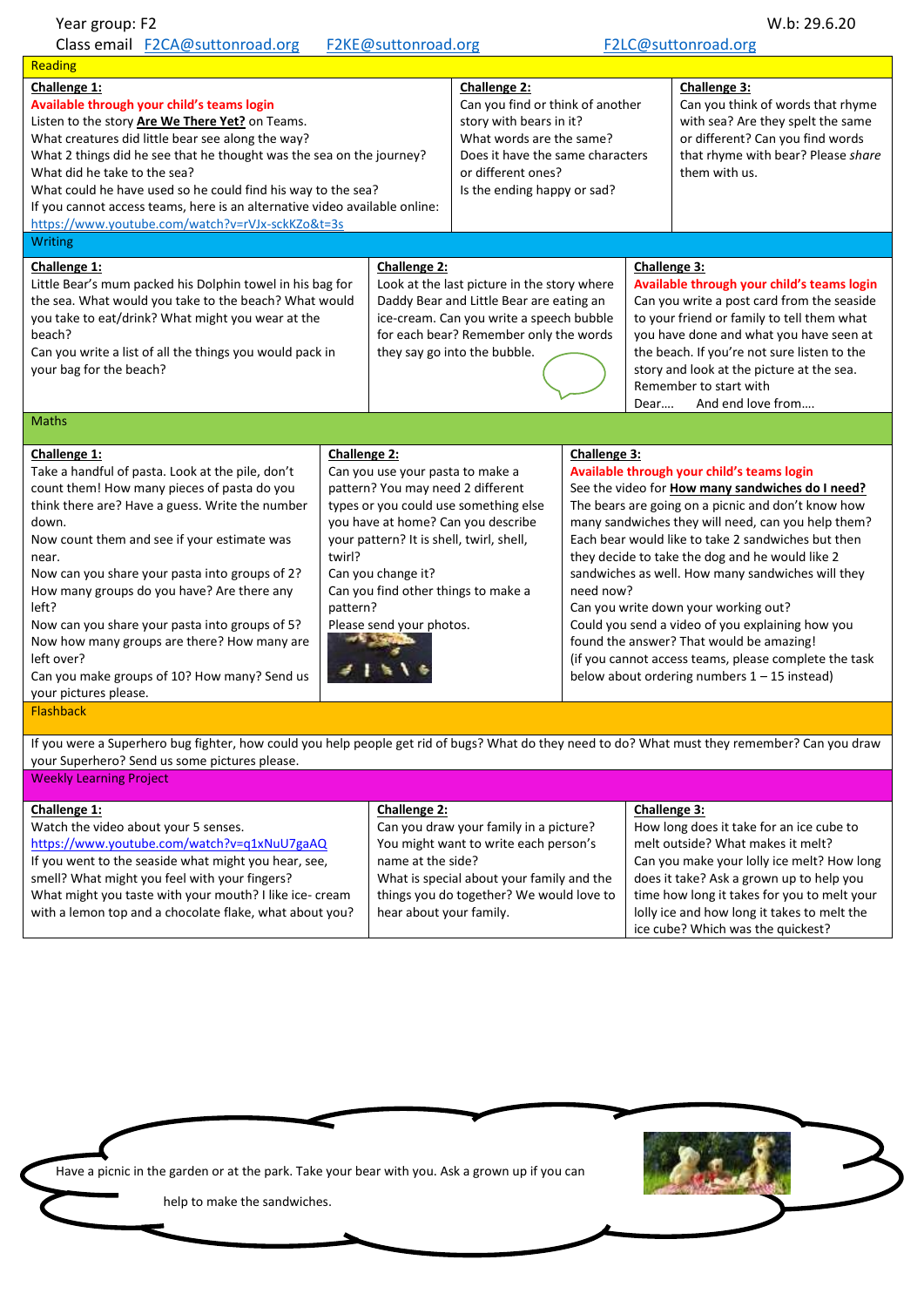Year group: F2 W.b: 29.6.20

Class email F2CA@suttonroad.org F2KE@suttonroad.org F2LC@suttonroad.org

## Reading

| Challenge 1: | Challenge 2: | Challenge 3: |
|---|---|---|
| **Available through your child's teams login**<br>Listen to the story **Are We There Yet?** on Teams.<br>What creatures did little bear see along the way?<br>What 2 things did he see that he thought was the sea on the journey?<br>What did he take to the sea?<br>What could he have used so he could find his way to the sea?<br>If you cannot access teams, here is an alternative video available online:<br>https://www.youtube.com/watch?v=rVJx-sckKZo&t=3s | Can you find or think of another story with bears in it?<br>What words are the same?<br>Does it have the same characters or different ones?<br>Is the ending happy or sad? | Can you think of words that rhyme with sea? Are they spelt the same or different? Can you find words that rhyme with bear? Please *share* them with us. |

## Writing

| Challenge 1: | Challenge 2: | Challenge 3: |
|---|---|---|
| Little Bear's mum packed his Dolphin towel in his bag for the sea. What would you take to the beach? What would you take to eat/drink? What might you wear at the beach?<br>Can you write a list of all the things you would pack in your bag for the beach? | Look at the last picture in the story where Daddy Bear and Little Bear are eating an ice-cream. Can you write a speech bubble for each bear? Remember only the words they say go into the bubble. | **Available through your child's teams login**<br>Can you write a post card from the seaside to your friend or family to tell them what you have done and what you have seen at the beach. If you're not sure listen to the story and look at the picture at the sea.<br>Remember to start with<br>Dear.... And end love from.... |

## Maths

| Challenge 1: | Challenge 2: | Challenge 3: |
|---|---|---|
| Take a handful of pasta. Look at the pile, don't count them! How many pieces of pasta do you think there are? Have a guess. Write the number down.<br>Now count them and see if your estimate was near.<br>Now can you share your pasta into groups of 2? How many groups do you have? Are there any left?<br>Now can you share your pasta into groups of 5? Now how many groups are there? How many are left over?<br>Can you make groups of 10? How many? Send us your pictures please. | Can you use your pasta to make a pattern? You may need 2 different types or you could use something else you have at home? Can you describe your pattern? It is shell, twirl, shell, twirl?<br>Can you change it?<br>Can you find other things to make a pattern?<br>Please send your photos. | **Available through your child's teams login**<br>See the video for **How many sandwiches do I need?**<br>The bears are going on a picnic and don't know how many sandwiches they will need, can you help them? Each bear would like to take 2 sandwiches but then they decide to take the dog and he would like 2 sandwiches as well. How many sandwiches will they need now?<br>Can you write down your working out?<br>Could you send a video of you explaining how you found the answer? That would be amazing!<br>(if you cannot access teams, please complete the task below about ordering numbers 1 – 15 instead) |

## Flashback

If you were a Superhero bug fighter, how could you help people get rid of bugs? What do they need to do? What must they remember? Can you draw your Superhero? Send us some pictures please.

## Weekly Learning Project

| Challenge 1: | Challenge 2: | Challenge 3: |
|---|---|---|
| Watch the video about your 5 senses.<br>https://www.youtube.com/watch?v=q1xNuU7gaAQ<br>If you went to the seaside what might you hear, see, smell? What might you feel with your fingers?<br>What might you taste with your mouth? I like ice- cream with a lemon top and a chocolate flake, what about you? | Can you draw your family in a picture?<br>You might want to write each person's name at the side?<br>What is special about your family and the things you do together? We would love to hear about your family. | How long does it take for an ice cube to melt outside? What makes it melt?<br>Can you make your lolly ice melt? How long does it take? Ask a grown up to help you time how long it takes for you to melt your lolly ice and how long it takes to melt the ice cube? Which was the quickest? |

Have a picnic in the garden or at the park. Take your bear with you. Ask a grown up if you can help to make the sandwiches.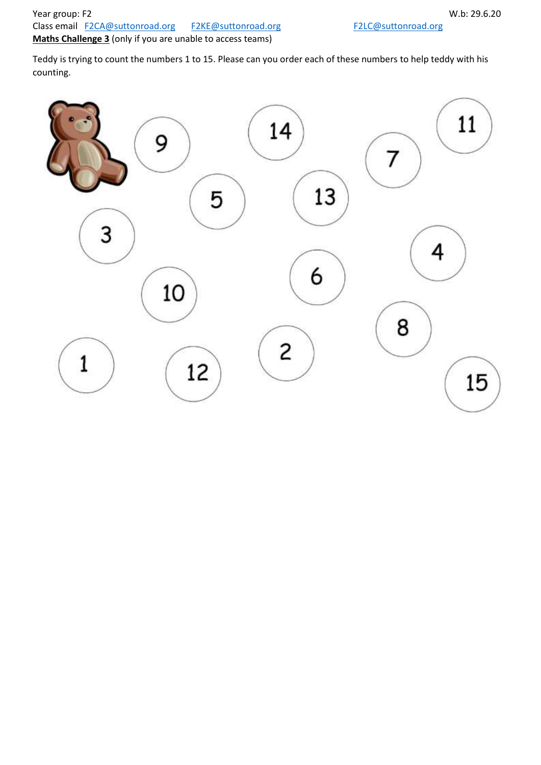Year group: F2 W.b: 29.6.20

Class email F2CA@suttonroad.org F2KE@suttonroad.org F2LC@suttonroad.org

**Maths Challenge 3** (only if you are unable to access teams)

Teddy is trying to count the numbers 1 to 15. Please can you order each of these numbers to help teddy with his counting.

9

14

11

7

5

13

3

4

6

10

8

1

12

2

15